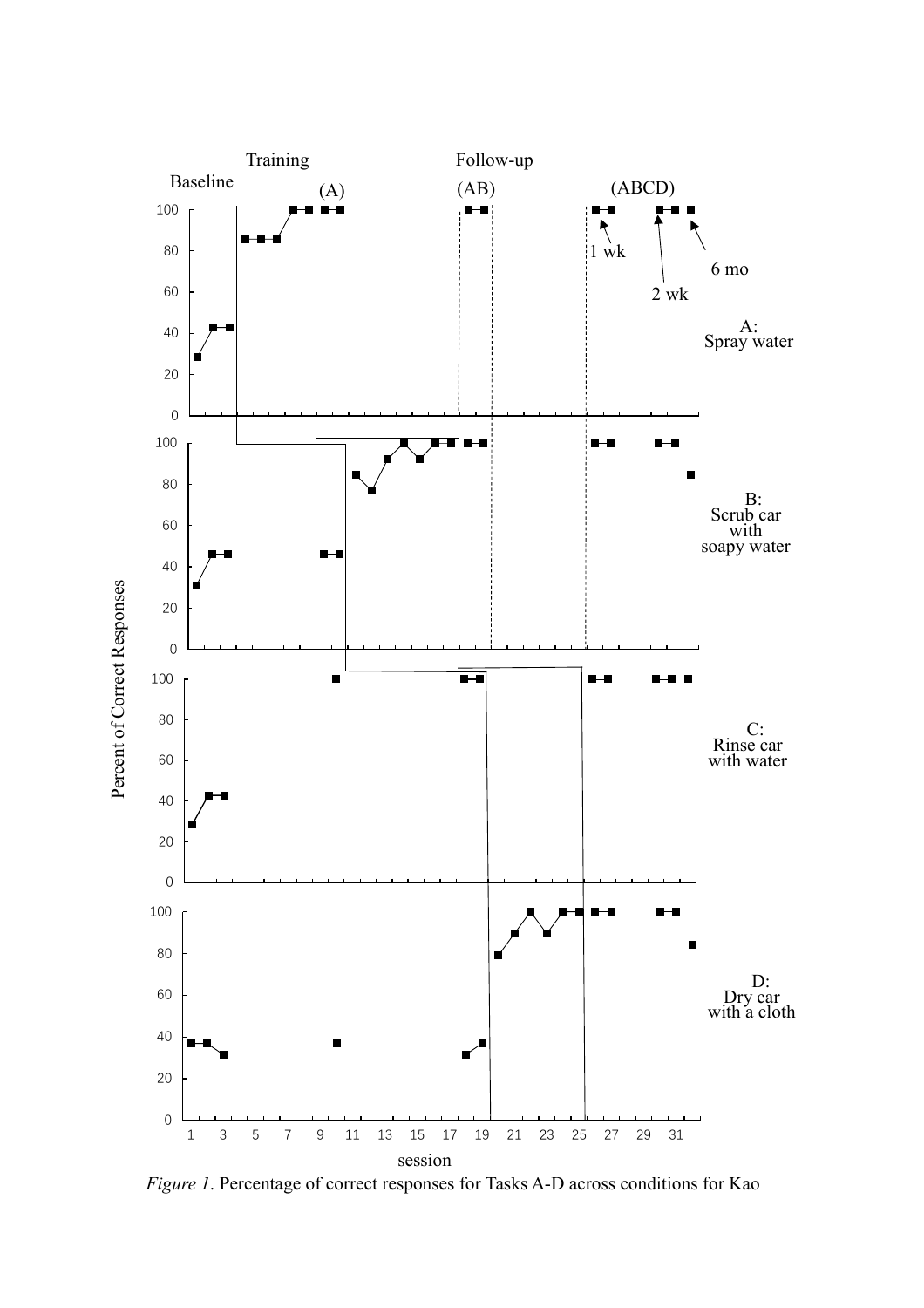*Figure 1*. Percentage of correct responses for Tasks A-D across conditions for Kao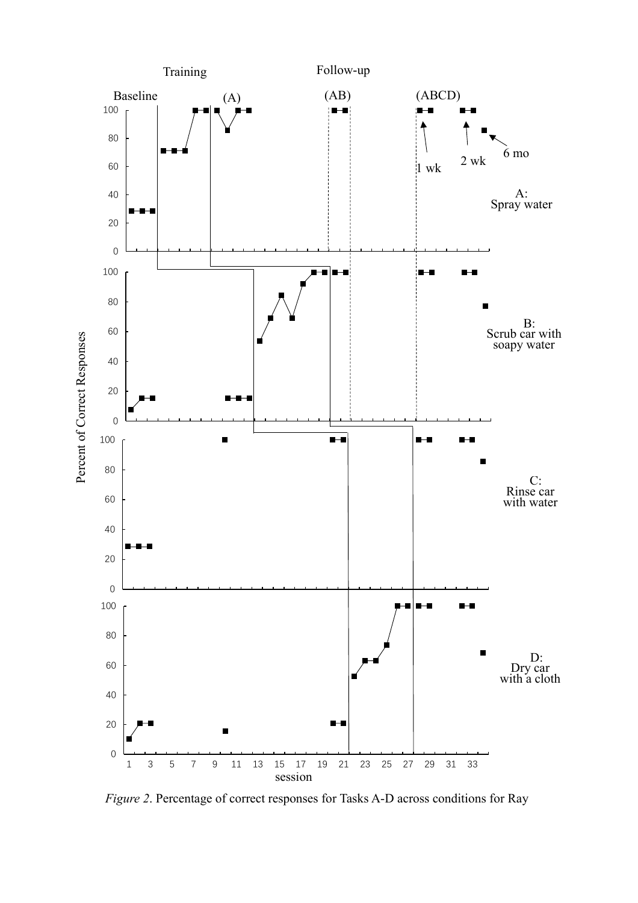*Figure 2*. Percentage of correct responses for Tasks A-D across conditions for Ray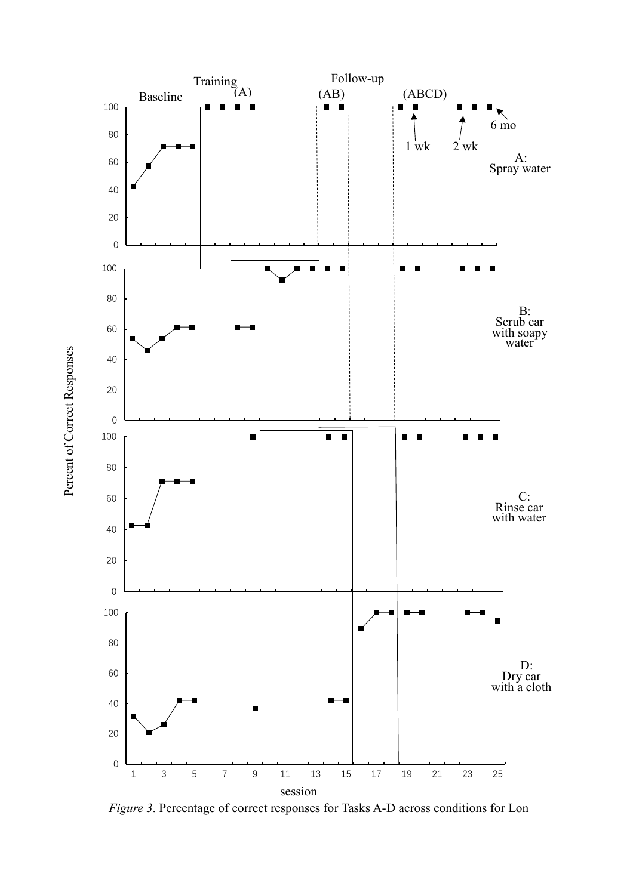*Figure 3*. Percentage of correct responses for Tasks A-D across conditions for Lon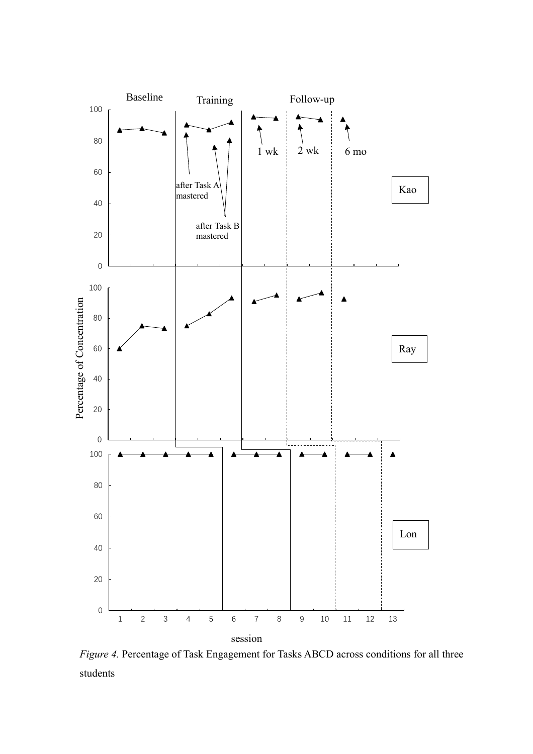Baseline

Training

Follow-up

100

80

60

40

20

0

after Task A mastered

after Task B mastered

1 wk

2 wk

6 mo

Kao

Percentage of Concentration

100

80

60

40

20

0

Ray

100

80

60

40

20

0

Lon

1 2 3 4 5 6 7 8 9 10 11 12 13

session

*Figure 4.* Percentage of Task Engagement for Tasks ABCD across conditions for all three students